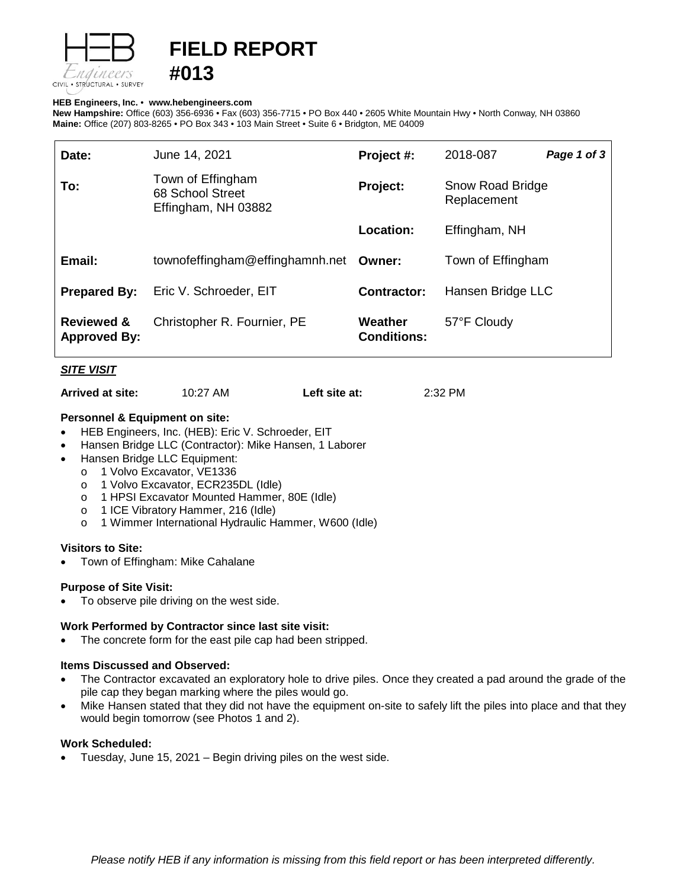# FIELD REPORT #013

**HEB Engineers, Inc.** • **www.hebengineers.com**
**New Hampshire:** Office (603) 356-6936 • Fax (603) 356-7715 • PO Box 440 • 2605 White Mountain Hwy • North Conway, NH 03860
**Maine:** Office (207) 803-8265 • PO Box 343 • 103 Main Street • Suite 6 • Bridgton, ME 04009

| | | | |
|---|---|---|---|
| **Date:** | June 14, 2021 | **Project #:** | 2018-087 |
| **To:** | Town of Effingham<br>68 School Street<br>Effingham, NH 03882 | **Project:** | Snow Road Bridge Replacement |
| | | **Location:** | Effingham, NH |
| **Email:** | townofeffingham@effinghamnh.net | **Owner:** | Town of Effingham |
| **Prepared By:** | Eric V. Schroeder, EIT | **Contractor:** | Hansen Bridge LLC |
| **Reviewed & Approved By:** | Christopher R. Fournier, PE | **Weather Conditions:** | 57°F Cloudy |

## *SITE VISIT*

**Arrived at site:** 10:27 AM **Left site at:** 2:32 PM

### Personnel & Equipment on site:

- HEB Engineers, Inc. (HEB): Eric V. Schroeder, EIT
- Hansen Bridge LLC (Contractor): Mike Hansen, 1 Laborer
- Hansen Bridge LLC Equipment:
  - 1 Volvo Excavator, VE1336
  - 1 Volvo Excavator, ECR235DL (Idle)
  - 1 HPSI Excavator Mounted Hammer, 80E (Idle)
  - 1 ICE Vibratory Hammer, 216 (Idle)
  - 1 Wimmer International Hydraulic Hammer, W600 (Idle)

### Visitors to Site:

- Town of Effingham: Mike Cahalane

### Purpose of Site Visit:

- To observe pile driving on the west side.

### Work Performed by Contractor since last site visit:

- The concrete form for the east pile cap had been stripped.

### Items Discussed and Observed:

- The Contractor excavated an exploratory hole to drive piles. Once they created a pad around the grade of the pile cap they began marking where the piles would go.
- Mike Hansen stated that they did not have the equipment on-site to safely lift the piles into place and that they would begin tomorrow (see Photos 1 and 2).

### Work Scheduled:

- Tuesday, June 15, 2021 – Begin driving piles on the west side.

*Please notify HEB if any information is missing from this field report or has been interpreted differently.*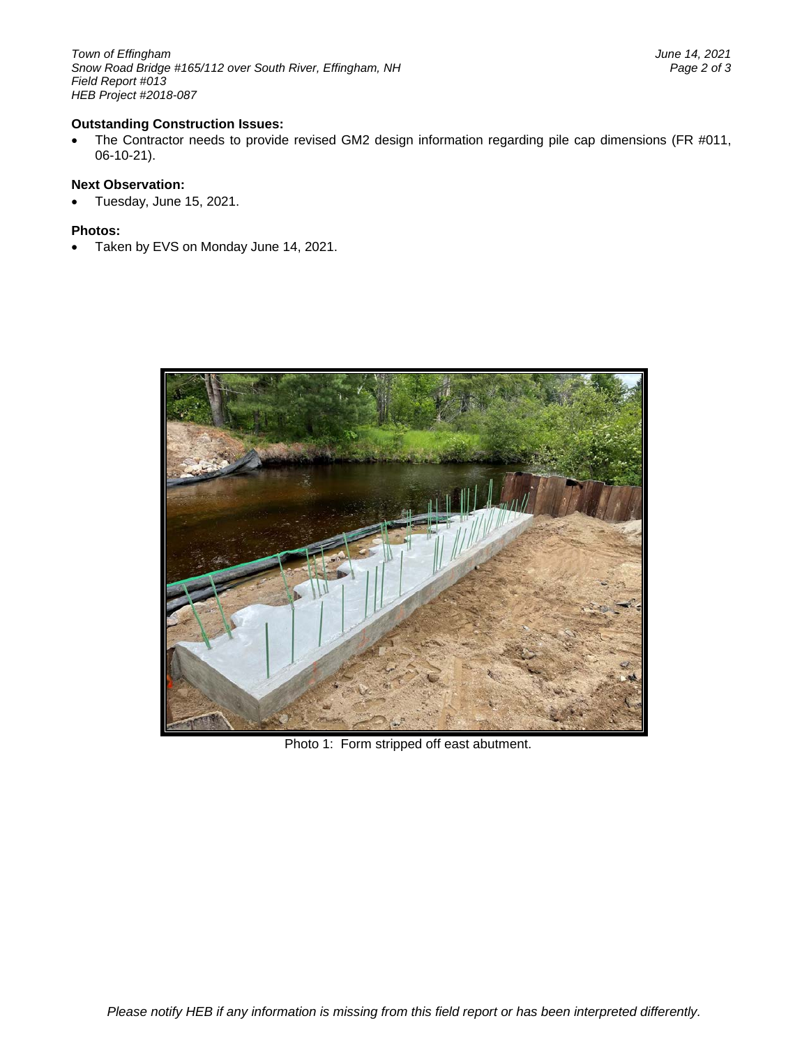**Outstanding Construction Issues:**

- The Contractor needs to provide revised GM2 design information regarding pile cap dimensions (FR #011, 06-10-21).

**Next Observation:**

- Tuesday, June 15, 2021.

**Photos:**

- Taken by EVS on Monday June 14, 2021.

Photo 1: Form stripped off east abutment.

*Please notify HEB if any information is missing from this field report or has been interpreted differently.*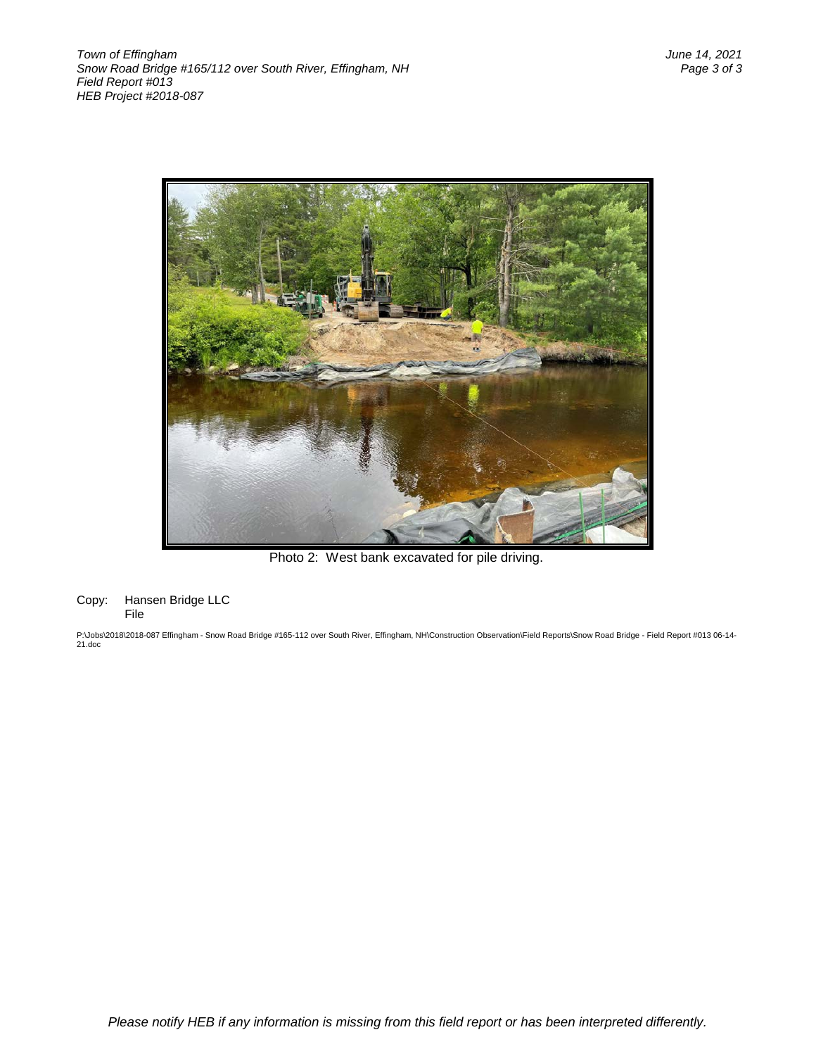Photo 2: West bank excavated for pile driving.

Copy: Hansen Bridge LLC
File

P:\Jobs\2018\2018-087 Effingham - Snow Road Bridge #165-112 over South River, Effingham, NH\Construction Observation\Field Reports\Snow Road Bridge - Field Report #013 06-14-21.doc

*Please notify HEB if any information is missing from this field report or has been interpreted differently.*